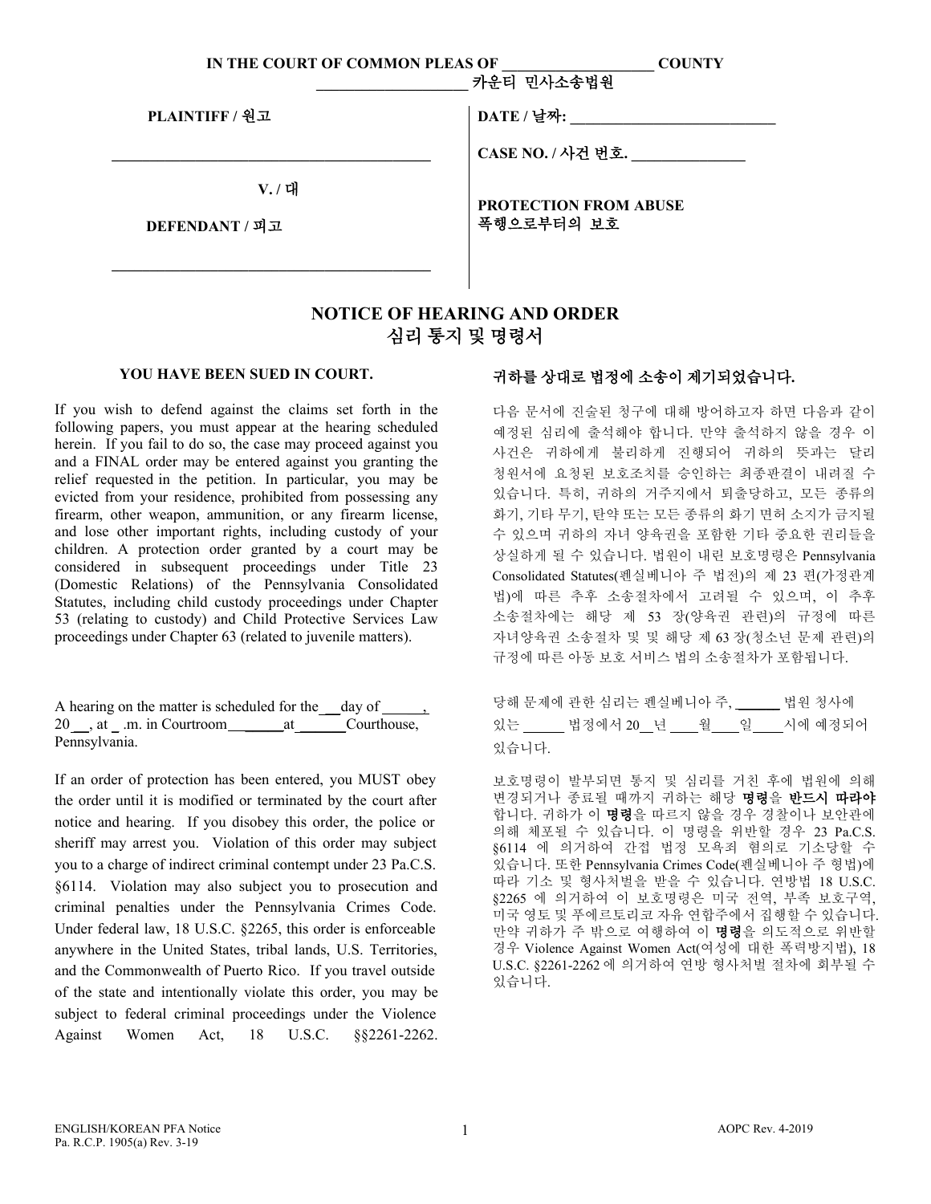**IN THE COURT OF COMMON PLEAS OF ____________________ COUNTY**
**____________________ 카운티 민사소송법원**

| | |
|---|---|
| **PLAINTIFF / 원고** | **DATE / 날짜:** ____________________________ |
| _____________________________________________ | **CASE NO. / 사건 번호.** _______________ |
| **V. / 대** | |
| **DEFENDANT / 피고** | **PROTECTION FROM ABUSE** <br> **폭행으로부터의 보호** |
| _____________________________________________ | |

# NOTICE OF HEARING AND ORDER
# 심리 통지 및 명령서

**YOU HAVE BEEN SUED IN COURT.**

If you wish to defend against the claims set forth in the following papers, you must appear at the hearing scheduled herein. If you fail to do so, the case may proceed against you and a FINAL order may be entered against you granting the relief requested in the petition. In particular, you may be evicted from your residence, prohibited from possessing any firearm, other weapon, ammunition, or any firearm license, and lose other important rights, including custody of your children. A protection order granted by a court may be considered in subsequent proceedings under Title 23 (Domestic Relations) of the Pennsylvania Consolidated Statutes, including child custody proceedings under Chapter 53 (relating to custody) and Child Protective Services Law proceedings under Chapter 63 (related to juvenile matters).

A hearing on the matter is scheduled for the ___day of ______, 20___, at _ .m. in Courtroom ______at _______Courthouse, Pennsylvania.

If an order of protection has been entered, you MUST obey the order until it is modified or terminated by the court after notice and hearing. If you disobey this order, the police or sheriff may arrest you. Violation of this order may subject you to a charge of indirect criminal contempt under 23 Pa.C.S. §6114. Violation may also subject you to prosecution and criminal penalties under the Pennsylvania Crimes Code. Under federal law, 18 U.S.C. §2265, this order is enforceable anywhere in the United States, tribal lands, U.S. Territories, and the Commonwealth of Puerto Rico. If you travel outside of the state and intentionally violate this order, you may be subject to federal criminal proceedings under the Violence Against Women Act, 18 U.S.C. §§2261-2262.

**귀하를 상대로 법정에 소송이 제기되었습니다.**

다음 문서에 진술된 청구에 대해 방어하고자 하면 다음과 같이 예정된 심리에 출석해야 합니다. 만약 출석하지 않을 경우 이 사건은 귀하에게 불리하게 진행되어 귀하의 뜻과는 달리 청원서에 요청된 보호조치를 승인하는 최종판결이 내려질 수 있습니다. 특히, 귀하의 거주지에서 퇴출당하고, 모든 종류의 화기, 기타 무기, 탄약 또는 모든 종류의 화기 면허 소지가 금지될 수 있으며 귀하의 자녀 양육권을 포함한 기타 중요한 권리들을 상실하게 될 수 있습니다. 법원이 내린 보호명령은 Pennsylvania Consolidated Statutes(펜실베니아 주 법전)의 제 23 편(가정관계법)에 따른 추후 소송절차에서 고려될 수 있으며, 이 추후 소송절차에는 해당 제 53 장(양육권 관련)의 규정에 따른 자녀양육권 소송절차 및 및 해당 제 63 장(청소년 문제 관련)의 규정에 따른 아동 보호 서비스 법의 소송절차가 포함됩니다.

당해 문제에 관한 심리는 펜실베니아 주, ______ 법원 청사에 있는 ______ 법정에서 20__년 ____월____일____시에 예정되어 있습니다.

보호명령이 발부되면 통지 및 심리를 거친 후에 법원에 의해 변경되거나 종료될 때까지 귀하는 해당 **명령**을 **반드시 따라야** 합니다. 귀하가 이 **명령**을 따르지 않을 경우 경찰이나 보안관에 의해 체포될 수 있습니다. 이 명령을 위반할 경우 23 Pa.C.S. §6114 에 의거하여 간접 법정 모욕죄 혐의로 기소당할 수 있습니다. 또한 Pennsylvania Crimes Code(펜실베니아 주 형법)에 따라 기소 및 형사처벌을 받을 수 있습니다. 연방법 18 U.S.C. §2265 에 의거하여 이 보호명령은 미국 전역, 부족 보호구역, 미국 영토 및 푸에르토리코 자유 연합주에서 집행할 수 있습니다. 만약 귀하가 주 밖으로 여행하여 이 **명령**을 의도적으로 위반할 경우 Violence Against Women Act(여성에 대한 폭력방지법), 18 U.S.C. §2261-2262 에 의거하여 연방 형사처벌 절차에 회부될 수 있습니다.

ENGLISH/KOREAN PFA Notice
Pa. R.C.P. 1905(a) Rev. 3-19

AOPC Rev. 4-2019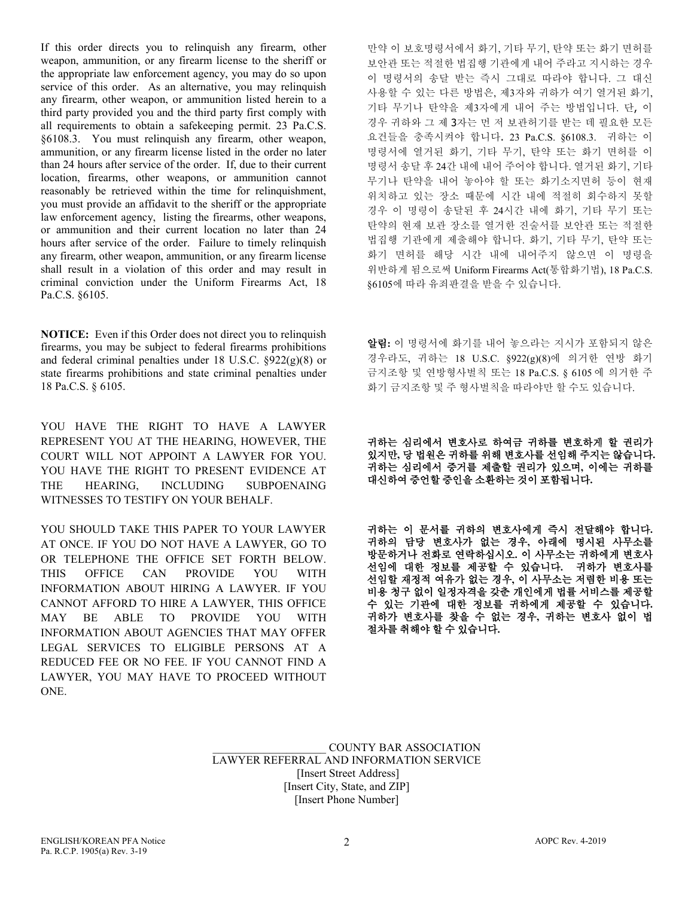If this order directs you to relinquish any firearm, other weapon, ammunition, or any firearm license to the sheriff or the appropriate law enforcement agency, you may do so upon service of this order. As an alternative, you may relinquish any firearm, other weapon, or ammunition listed herein to a third party provided you and the third party first comply with all requirements to obtain a safekeeping permit. 23 Pa.C.S. §6108.3. You must relinquish any firearm, other weapon, ammunition, or any firearm license listed in the order no later than 24 hours after service of the order. If, due to their current location, firearms, other weapons, or ammunition cannot reasonably be retrieved within the time for relinquishment, you must provide an affidavit to the sheriff or the appropriate law enforcement agency, listing the firearms, other weapons, or ammunition and their current location no later than 24 hours after service of the order. Failure to timely relinquish any firearm, other weapon, ammunition, or any firearm license shall result in a violation of this order and may result in criminal conviction under the Uniform Firearms Act, 18 Pa.C.S. §6105.

만약 이 보호명령서에서 화기, 기타 무기, 탄약 또는 화기 면허를 보안관 또는 적절한 법집행 기관에게 내어 주라고 지시하는 경우 이 명령서의 송달 받는 즉시 그대로 따라야 합니다. 그 대신 사용할 수 있는 다른 방법은, 제3자와 귀하가 여기 열거된 화기, 기타 무기나 탄약을 제3자에게 내어 주는 방법입니다. 단, 이 경우 귀하와 그 제 3자는 먼 저 보관허기를 받는 데 필요한 모든 요건들을 충족시켜야 합니다. 23 Pa.C.S. §6108.3. 귀하는 이 명령서에 열거된 화기, 기타 무기, 탄약 또는 화기 면허를 이 명령서 송달 후 24간 내에 내어 주어야 합니다. 열거된 화기, 기타 무기나 탄약을 내어 놓아야 할 또는 화기소지면허 등이 현재 위치하고 있는 장소 때문에 시간 내에 적절히 회수하지 못할 경우 이 명령이 송달된 후 24시간 내에 화기, 기타 무기 또는 탄약의 현재 보관 장소를 열거한 진술서를 보안관 또는 적절한 법집행 기관에게 제출해야 합니다. 화기, 기타 무기, 탄약 또는 화기 면허를 해당 시간 내에 내어주지 않으면 이 명령을 위반하게 됨으로써 Uniform Firearms Act(통합화기법), 18 Pa.C.S. §6105에 따라 유죄판결을 받을 수 있습니다.

**NOTICE:** Even if this Order does not direct you to relinquish firearms, you may be subject to federal firearms prohibitions and federal criminal penalties under 18 U.S.C. §922(g)(8) or state firearms prohibitions and state criminal penalties under 18 Pa.C.S. § 6105.

**알림:** 이 명령서에 화기를 내어 놓으라는 지시가 포함되지 않은 경우라도, 귀하는 18 U.S.C. §922(g)(8)에 의거한 연방 화기 금지조항 및 연방형사벌칙 또는 18 Pa.C.S. § 6105 에 의거한 주 화기 금지조항 및 주 형사벌칙을 따라야만 할 수도 있습니다.

YOU HAVE THE RIGHT TO HAVE A LAWYER REPRESENT YOU AT THE HEARING, HOWEVER, THE COURT WILL NOT APPOINT A LAWYER FOR YOU. YOU HAVE THE RIGHT TO PRESENT EVIDENCE AT THE HEARING, INCLUDING SUBPOENAING WITNESSES TO TESTIFY ON YOUR BEHALF.

**귀하는 심리에서 변호사로 하여금 귀하를 변호하게 할 권리가 있지만, 당 법원은 귀하를 위해 변호사를 선임해 주지는 않습니다. 귀하는 심리에서 증거를 제출할 권리가 있으며, 이에는 귀하를 대신하여 증언할 증인을 소환하는 것이 포함됩니다.**

YOU SHOULD TAKE THIS PAPER TO YOUR LAWYER AT ONCE. IF YOU DO NOT HAVE A LAWYER, GO TO OR TELEPHONE THE OFFICE SET FORTH BELOW. THIS OFFICE CAN PROVIDE YOU WITH INFORMATION ABOUT HIRING A LAWYER. IF YOU CANNOT AFFORD TO HIRE A LAWYER, THIS OFFICE MAY BE ABLE TO PROVIDE YOU WITH INFORMATION ABOUT AGENCIES THAT MAY OFFER LEGAL SERVICES TO ELIGIBLE PERSONS AT A REDUCED FEE OR NO FEE. IF YOU CANNOT FIND A LAWYER, YOU MAY HAVE TO PROCEED WITHOUT ONE.

**귀하는 이 문서를 귀하의 변호사에게 즉시 전달해야 합니다. 귀하의 담당 변호사가 없는 경우, 아래에 명시된 사무소를 방문하거나 전화로 연락하십시오. 이 사무소는 귀하에게 변호사 선임에 대한 정보를 제공할 수 있습니다. 귀하가 변호사를 선임할 재정적 여유가 없는 경우, 이 사무소는 저렴한 비용 또는 비용 청구 없이 일정자격을 갖춘 개인에게 법률 서비스를 제공할 수 있는 기관에 대한 정보를 귀하에게 제공할 수 있습니다. 귀하가 변호사를 찾을 수 없는 경우, 귀하는 변호사 없이 법 절차를 취해야 할 수 있습니다.**

____________________ COUNTY BAR ASSOCIATION
LAWYER REFERRAL AND INFORMATION SERVICE
[Insert Street Address]
[Insert City, State, and ZIP]
[Insert Phone Number]

ENGLISH/KOREAN PFA Notice
Pa. R.C.P. 1905(a) Rev. 3-19

AOPC Rev. 4-2019